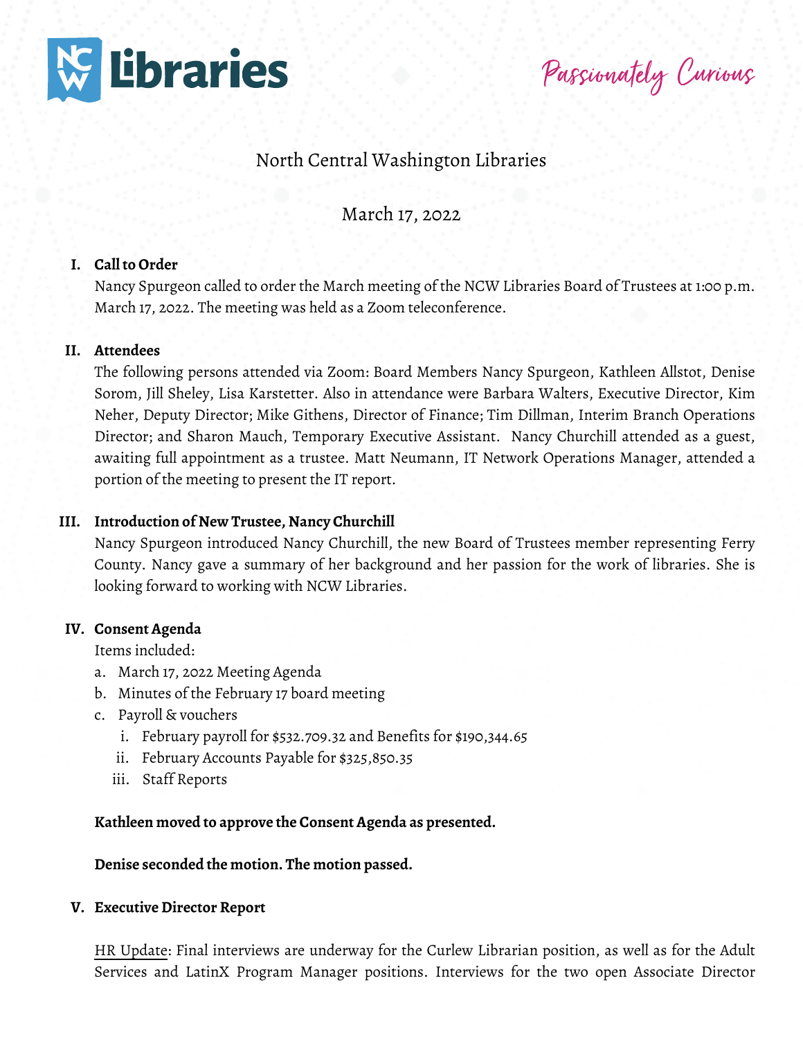NCW Libraries

*Passionately Curious*

# North Central Washington Libraries

## March 17, 2022

**I. Call to Order**

Nancy Spurgeon called to order the March meeting of the NCW Libraries Board of Trustees at 1:00 p.m. March 17, 2022. The meeting was held as a Zoom teleconference.

**II. Attendees**

The following persons attended via Zoom: Board Members Nancy Spurgeon, Kathleen Allstot, Denise Sorom, Jill Sheley, Lisa Karstetter. Also in attendance were Barbara Walters, Executive Director, Kim Neher, Deputy Director; Mike Githens, Director of Finance; Tim Dillman, Interim Branch Operations Director; and Sharon Mauch, Temporary Executive Assistant. Nancy Churchill attended as a guest, awaiting full appointment as a trustee. Matt Neumann, IT Network Operations Manager, attended a portion of the meeting to present the IT report.

**III. Introduction of New Trustee, Nancy Churchill**

Nancy Spurgeon introduced Nancy Churchill, the new Board of Trustees member representing Ferry County. Nancy gave a summary of her background and her passion for the work of libraries. She is looking forward to working with NCW Libraries.

**IV. Consent Agenda**

Items included:

a. March 17, 2022 Meeting Agenda
b. Minutes of the February 17 board meeting
c. Payroll & vouchers
   i. February payroll for $532.709.32 and Benefits for $190,344.65
   ii. February Accounts Payable for $325,850.35
   iii. Staff Reports

**Kathleen moved to approve the Consent Agenda as presented.**

**Denise seconded the motion. The motion passed.**

**V. Executive Director Report**

<u>HR Update</u>: Final interviews are underway for the Curlew Librarian position, as well as for the Adult Services and LatinX Program Manager positions. Interviews for the two open Associate Director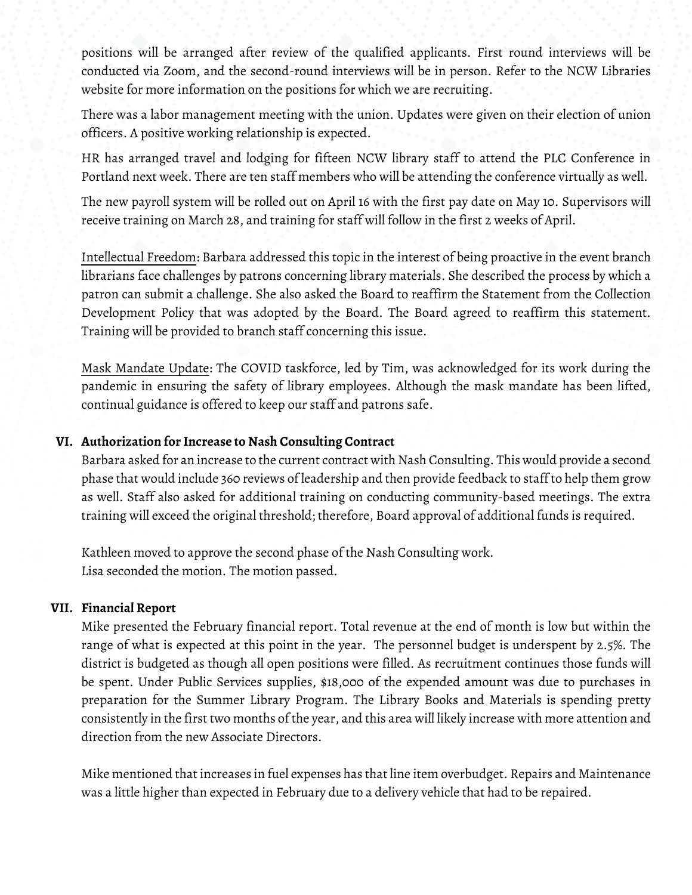positions will be arranged after review of the qualified applicants. First round interviews will be conducted via Zoom, and the second-round interviews will be in person. Refer to the NCW Libraries website for more information on the positions for which we are recruiting.

There was a labor management meeting with the union. Updates were given on their election of union officers. A positive working relationship is expected.

HR has arranged travel and lodging for fifteen NCW library staff to attend the PLC Conference in Portland next week. There are ten staff members who will be attending the conference virtually as well.

The new payroll system will be rolled out on April 16 with the first pay date on May 10. Supervisors will receive training on March 28, and training for staff will follow in the first 2 weeks of April.

Intellectual Freedom: Barbara addressed this topic in the interest of being proactive in the event branch librarians face challenges by patrons concerning library materials. She described the process by which a patron can submit a challenge. She also asked the Board to reaffirm the Statement from the Collection Development Policy that was adopted by the Board. The Board agreed to reaffirm this statement. Training will be provided to branch staff concerning this issue.

Mask Mandate Update: The COVID taskforce, led by Tim, was acknowledged for its work during the pandemic in ensuring the safety of library employees. Although the mask mandate has been lifted, continual guidance is offered to keep our staff and patrons safe.

## VI. Authorization for Increase to Nash Consulting Contract

Barbara asked for an increase to the current contract with Nash Consulting. This would provide a second phase that would include 360 reviews of leadership and then provide feedback to staff to help them grow as well. Staff also asked for additional training on conducting community-based meetings. The extra training will exceed the original threshold; therefore, Board approval of additional funds is required.

Kathleen moved to approve the second phase of the Nash Consulting work.
Lisa seconded the motion. The motion passed.

## VII. Financial Report

Mike presented the February financial report. Total revenue at the end of month is low but within the range of what is expected at this point in the year. The personnel budget is underspent by 2.5%. The district is budgeted as though all open positions were filled. As recruitment continues those funds will be spent. Under Public Services supplies, $18,000 of the expended amount was due to purchases in preparation for the Summer Library Program. The Library Books and Materials is spending pretty consistently in the first two months of the year, and this area will likely increase with more attention and direction from the new Associate Directors.

Mike mentioned that increases in fuel expenses has that line item overbudget. Repairs and Maintenance was a little higher than expected in February due to a delivery vehicle that had to be repaired.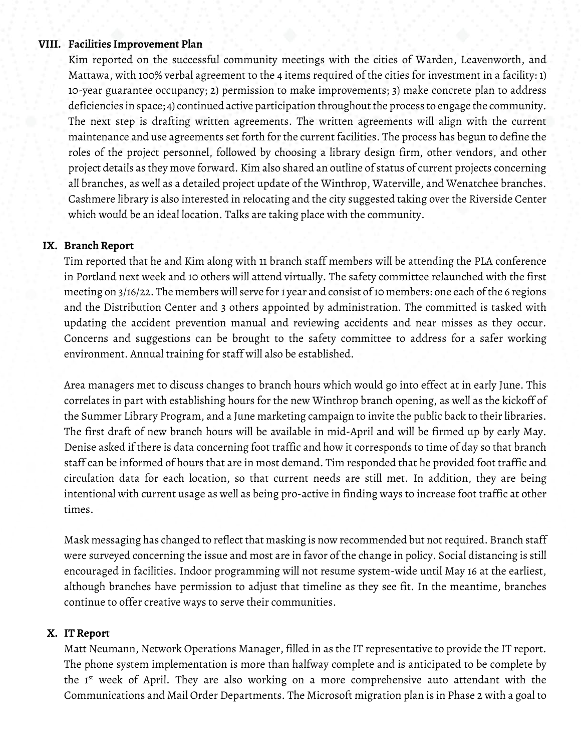## VIII. Facilities Improvement Plan

Kim reported on the successful community meetings with the cities of Warden, Leavenworth, and Mattawa, with 100% verbal agreement to the 4 items required of the cities for investment in a facility: 1) 10-year guarantee occupancy; 2) permission to make improvements; 3) make concrete plan to address deficiencies in space; 4) continued active participation throughout the process to engage the community. The next step is drafting written agreements. The written agreements will align with the current maintenance and use agreements set forth for the current facilities. The process has begun to define the roles of the project personnel, followed by choosing a library design firm, other vendors, and other project details as they move forward. Kim also shared an outline of status of current projects concerning all branches, as well as a detailed project update of the Winthrop, Waterville, and Wenatchee branches. Cashmere library is also interested in relocating and the city suggested taking over the Riverside Center which would be an ideal location. Talks are taking place with the community.

## IX. Branch Report

Tim reported that he and Kim along with 11 branch staff members will be attending the PLA conference in Portland next week and 10 others will attend virtually. The safety committee relaunched with the first meeting on 3/16/22. The members will serve for 1 year and consist of 10 members: one each of the 6 regions and the Distribution Center and 3 others appointed by administration. The committed is tasked with updating the accident prevention manual and reviewing accidents and near misses as they occur. Concerns and suggestions can be brought to the safety committee to address for a safer working environment. Annual training for staff will also be established.

Area managers met to discuss changes to branch hours which would go into effect at in early June. This correlates in part with establishing hours for the new Winthrop branch opening, as well as the kickoff of the Summer Library Program, and a June marketing campaign to invite the public back to their libraries. The first draft of new branch hours will be available in mid-April and will be firmed up by early May. Denise asked if there is data concerning foot traffic and how it corresponds to time of day so that branch staff can be informed of hours that are in most demand. Tim responded that he provided foot traffic and circulation data for each location, so that current needs are still met. In addition, they are being intentional with current usage as well as being pro-active in finding ways to increase foot traffic at other times.

Mask messaging has changed to reflect that masking is now recommended but not required. Branch staff were surveyed concerning the issue and most are in favor of the change in policy. Social distancing is still encouraged in facilities. Indoor programming will not resume system-wide until May 16 at the earliest, although branches have permission to adjust that timeline as they see fit. In the meantime, branches continue to offer creative ways to serve their communities.

## X. IT Report

Matt Neumann, Network Operations Manager, filled in as the IT representative to provide the IT report. The phone system implementation is more than halfway complete and is anticipated to be complete by the 1st week of April. They are also working on a more comprehensive auto attendant with the Communications and Mail Order Departments. The Microsoft migration plan is in Phase 2 with a goal to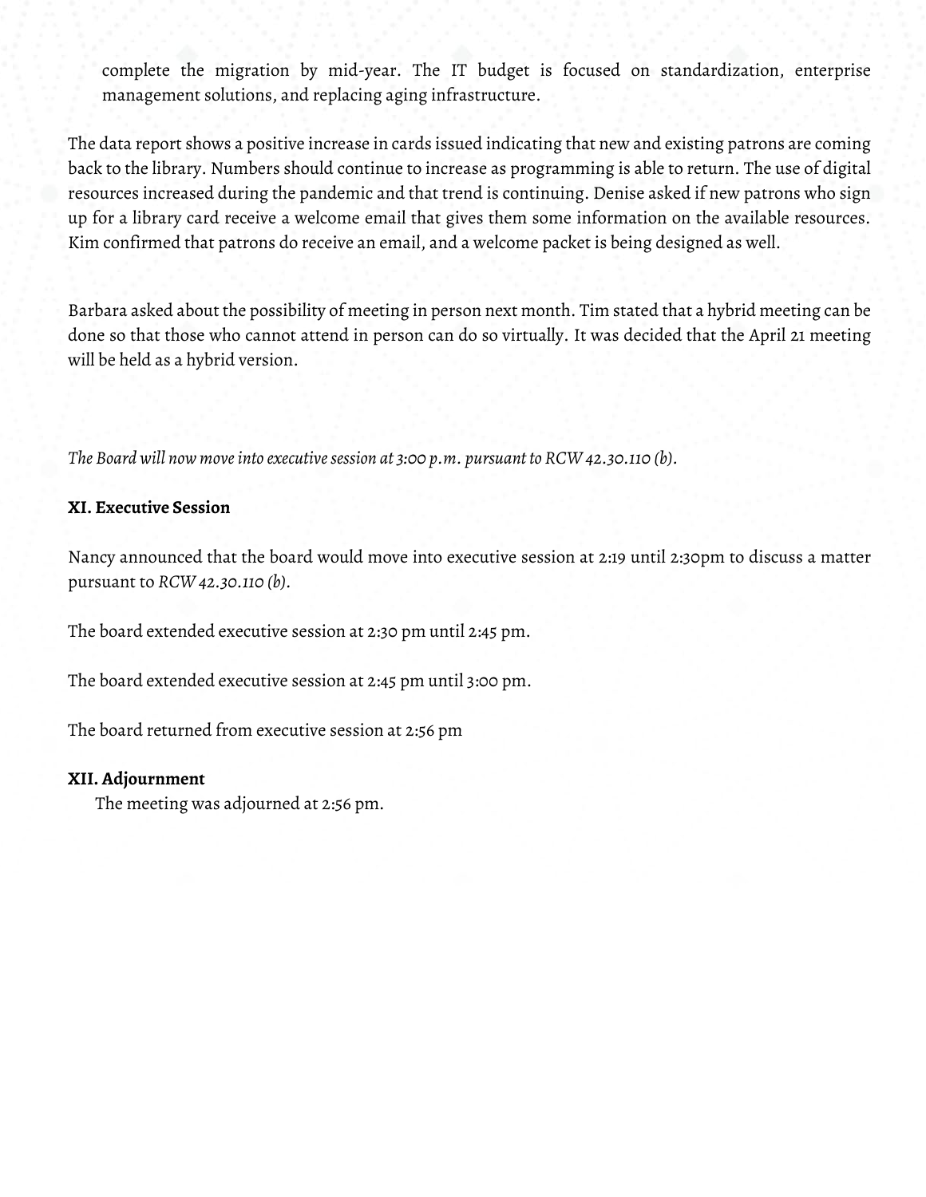complete the migration by mid-year. The IT budget is focused on standardization, enterprise management solutions, and replacing aging infrastructure.

The data report shows a positive increase in cards issued indicating that new and existing patrons are coming back to the library. Numbers should continue to increase as programming is able to return. The use of digital resources increased during the pandemic and that trend is continuing. Denise asked if new patrons who sign up for a library card receive a welcome email that gives them some information on the available resources. Kim confirmed that patrons do receive an email, and a welcome packet is being designed as well.

Barbara asked about the possibility of meeting in person next month. Tim stated that a hybrid meeting can be done so that those who cannot attend in person can do so virtually. It was decided that the April 21 meeting will be held as a hybrid version.

*The Board will now move into executive session at 3:00 p.m. pursuant to RCW 42.30.110 (b).*

**XI. Executive Session**

Nancy announced that the board would move into executive session at 2:19 until 2:30pm to discuss a matter pursuant to *RCW 42.30.110 (b).*

The board extended executive session at 2:30 pm until 2:45 pm.

The board extended executive session at 2:45 pm until 3:00 pm.

The board returned from executive session at 2:56 pm

**XII. Adjournment**

The meeting was adjourned at 2:56 pm.